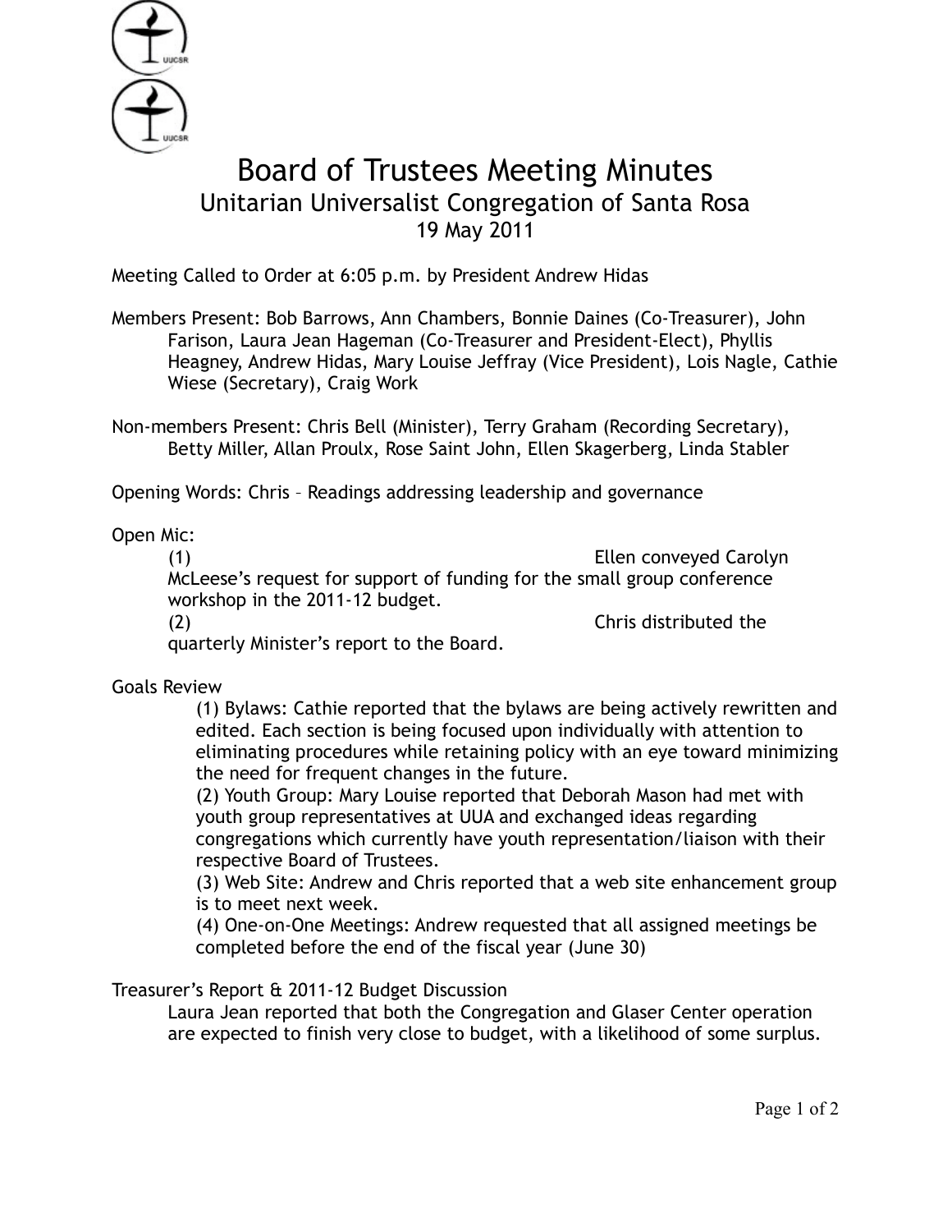# Board of Trustees Meeting Minutes

## Unitarian Universalist Congregation of Santa Rosa

19 May 2011

Meeting Called to Order at 6:05 p.m. by President Andrew Hidas

Members Present: Bob Barrows, Ann Chambers, Bonnie Daines (Co-Treasurer), John Farison, Laura Jean Hageman (Co-Treasurer and President-Elect), Phyllis Heagney, Andrew Hidas, Mary Louise Jeffray (Vice President), Lois Nagle, Cathie Wiese (Secretary), Craig Work

Non-members Present: Chris Bell (Minister), Terry Graham (Recording Secretary), Betty Miller, Allan Proulx, Rose Saint John, Ellen Skagerberg, Linda Stabler

Opening Words: Chris – Readings addressing leadership and governance

Open Mic:

(1) Ellen conveyed Carolyn McLeese's request for support of funding for the small group conference workshop in the 2011-12 budget.

(2) Chris distributed the quarterly Minister's report to the Board.

Goals Review

(1) Bylaws: Cathie reported that the bylaws are being actively rewritten and edited. Each section is being focused upon individually with attention to eliminating procedures while retaining policy with an eye toward minimizing the need for frequent changes in the future.

(2) Youth Group: Mary Louise reported that Deborah Mason had met with youth group representatives at UUA and exchanged ideas regarding congregations which currently have youth representation/liaison with their respective Board of Trustees.

(3) Web Site: Andrew and Chris reported that a web site enhancement group is to meet next week.

(4) One-on-One Meetings: Andrew requested that all assigned meetings be completed before the end of the fiscal year (June 30)

Treasurer's Report & 2011-12 Budget Discussion

Laura Jean reported that both the Congregation and Glaser Center operation are expected to finish very close to budget, with a likelihood of some surplus.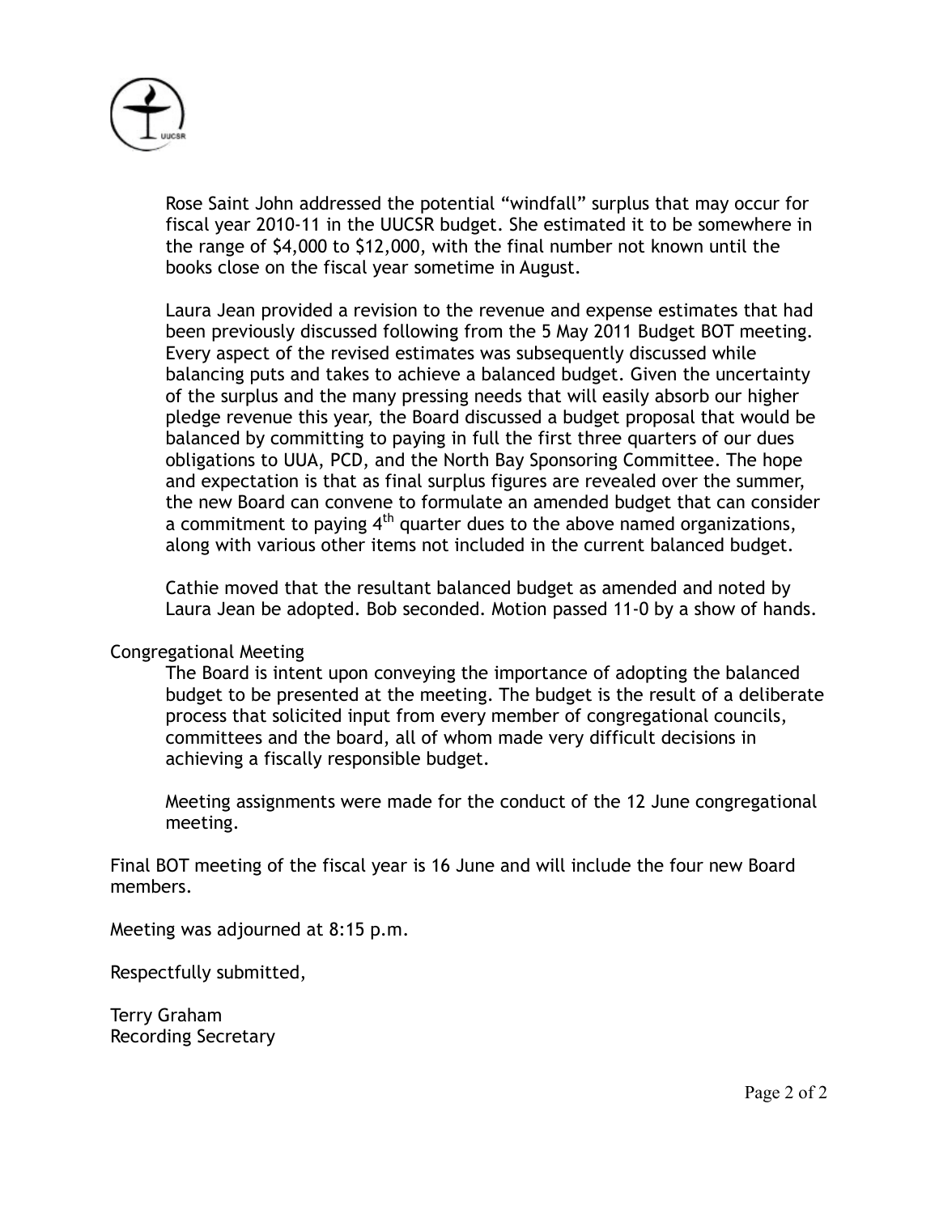Rose Saint John addressed the potential "windfall" surplus that may occur for fiscal year 2010-11 in the UUCSR budget. She estimated it to be somewhere in the range of $4,000 to $12,000, with the final number not known until the books close on the fiscal year sometime in August.

Laura Jean provided a revision to the revenue and expense estimates that had been previously discussed following from the 5 May 2011 Budget BOT meeting. Every aspect of the revised estimates was subsequently discussed while balancing puts and takes to achieve a balanced budget. Given the uncertainty of the surplus and the many pressing needs that will easily absorb our higher pledge revenue this year, the Board discussed a budget proposal that would be balanced by committing to paying in full the first three quarters of our dues obligations to UUA, PCD, and the North Bay Sponsoring Committee. The hope and expectation is that as final surplus figures are revealed over the summer, the new Board can convene to formulate an amended budget that can consider a commitment to paying 4th quarter dues to the above named organizations, along with various other items not included in the current balanced budget.

Cathie moved that the resultant balanced budget as amended and noted by Laura Jean be adopted. Bob seconded. Motion passed 11-0 by a show of hands.

Congregational Meeting

The Board is intent upon conveying the importance of adopting the balanced budget to be presented at the meeting. The budget is the result of a deliberate process that solicited input from every member of congregational councils, committees and the board, all of whom made very difficult decisions in achieving a fiscally responsible budget.

Meeting assignments were made for the conduct of the 12 June congregational meeting.

Final BOT meeting of the fiscal year is 16 June and will include the four new Board members.

Meeting was adjourned at 8:15 p.m.

Respectfully submitted,

Terry Graham
Recording Secretary